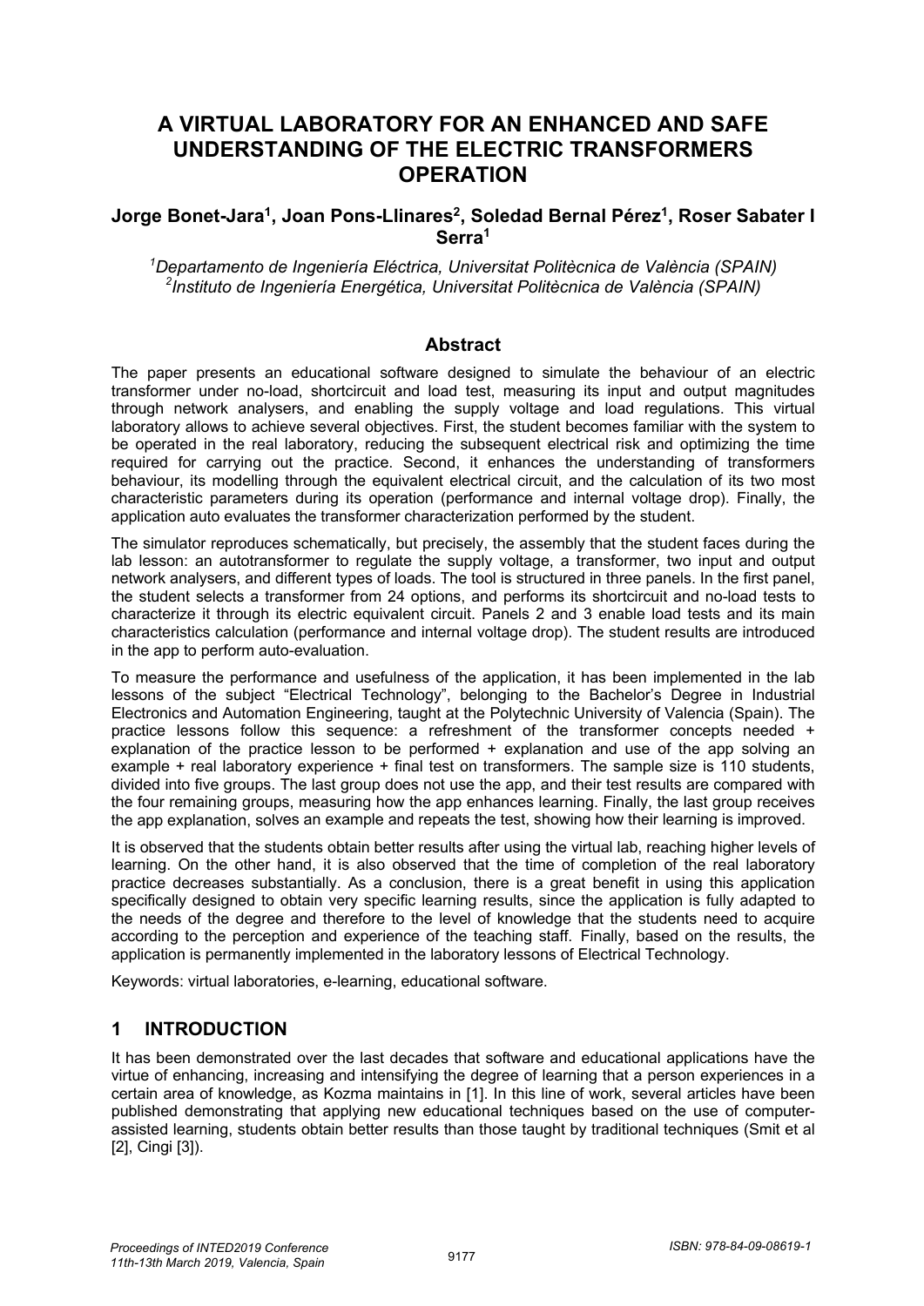# A VIRTUAL LABORATORY FOR AN ENHANCED AND SAFE UNDERSTANDING OF THE ELECTRIC TRANSFORMERS OPERATION

**Jorge Bonet-Jara[1], Joan Pons-Llinares[2], Soledad Bernal Pérez[1], Roser Sabater I Serra[1]**

*[1]Departamento de Ingeniería Eléctrica, Universitat Politècnica de València (SPAIN)*
*[2]Instituto de Ingeniería Energética, Universitat Politècnica de València (SPAIN)*

## Abstract

The paper presents an educational software designed to simulate the behaviour of an electric transformer under no-load, shortcircuit and load test, measuring its input and output magnitudes through network analysers, and enabling the supply voltage and load regulations. This virtual laboratory allows to achieve several objectives. First, the student becomes familiar with the system to be operated in the real laboratory, reducing the subsequent electrical risk and optimizing the time required for carrying out the practice. Second, it enhances the understanding of transformers behaviour, its modelling through the equivalent electrical circuit, and the calculation of its two most characteristic parameters during its operation (performance and internal voltage drop). Finally, the application auto evaluates the transformer characterization performed by the student.

The simulator reproduces schematically, but precisely, the assembly that the student faces during the lab lesson: an autotransformer to regulate the supply voltage, a transformer, two input and output network analysers, and different types of loads. The tool is structured in three panels. In the first panel, the student selects a transformer from 24 options, and performs its shortcircuit and no-load tests to characterize it through its electric equivalent circuit. Panels 2 and 3 enable load tests and its main characteristics calculation (performance and internal voltage drop). The student results are introduced in the app to perform auto-evaluation.

To measure the performance and usefulness of the application, it has been implemented in the lab lessons of the subject "Electrical Technology", belonging to the Bachelor's Degree in Industrial Electronics and Automation Engineering, taught at the Polytechnic University of Valencia (Spain). The practice lessons follow this sequence: a refreshment of the transformer concepts needed + explanation of the practice lesson to be performed + explanation and use of the app solving an example + real laboratory experience + final test on transformers. The sample size is 110 students, divided into five groups. The last group does not use the app, and their test results are compared with the four remaining groups, measuring how the app enhances learning. Finally, the last group receives the app explanation, solves an example and repeats the test, showing how their learning is improved.

It is observed that the students obtain better results after using the virtual lab, reaching higher levels of learning. On the other hand, it is also observed that the time of completion of the real laboratory practice decreases substantially. As a conclusion, there is a great benefit in using this application specifically designed to obtain very specific learning results, since the application is fully adapted to the needs of the degree and therefore to the level of knowledge that the students need to acquire according to the perception and experience of the teaching staff. Finally, based on the results, the application is permanently implemented in the laboratory lessons of Electrical Technology.

Keywords: virtual laboratories, e-learning, educational software.

## 1 INTRODUCTION

It has been demonstrated over the last decades that software and educational applications have the virtue of enhancing, increasing and intensifying the degree of learning that a person experiences in a certain area of knowledge, as Kozma maintains in [1]. In this line of work, several articles have been published demonstrating that applying new educational techniques based on the use of computer-assisted learning, students obtain better results than those taught by traditional techniques (Smit et al [2], Cingi [3]).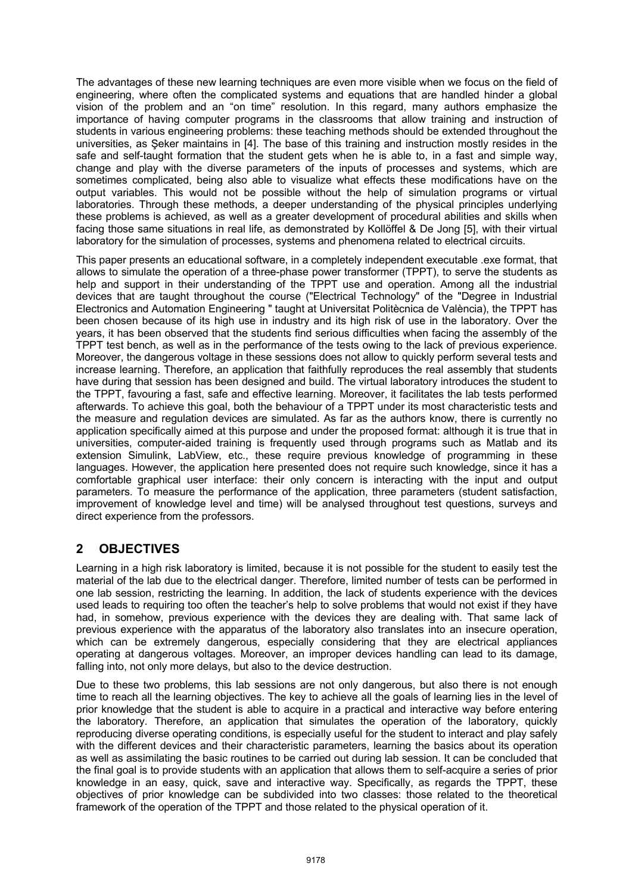The advantages of these new learning techniques are even more visible when we focus on the field of engineering, where often the complicated systems and equations that are handled hinder a global vision of the problem and an "on time" resolution. In this regard, many authors emphasize the importance of having computer programs in the classrooms that allow training and instruction of students in various engineering problems: these teaching methods should be extended throughout the universities, as Şeker maintains in [4]. The base of this training and instruction mostly resides in the safe and self-taught formation that the student gets when he is able to, in a fast and simple way, change and play with the diverse parameters of the inputs of processes and systems, which are sometimes complicated, being also able to visualize what effects these modifications have on the output variables. This would not be possible without the help of simulation programs or virtual laboratories. Through these methods, a deeper understanding of the physical principles underlying these problems is achieved, as well as a greater development of procedural abilities and skills when facing those same situations in real life, as demonstrated by Kollöffel & De Jong [5], with their virtual laboratory for the simulation of processes, systems and phenomena related to electrical circuits.

This paper presents an educational software, in a completely independent executable .exe format, that allows to simulate the operation of a three-phase power transformer (TPPT), to serve the students as help and support in their understanding of the TPPT use and operation. Among all the industrial devices that are taught throughout the course ("Electrical Technology" of the "Degree in Industrial Electronics and Automation Engineering " taught at Universitat Politècnica de València), the TPPT has been chosen because of its high use in industry and its high risk of use in the laboratory. Over the years, it has been observed that the students find serious difficulties when facing the assembly of the TPPT test bench, as well as in the performance of the tests owing to the lack of previous experience. Moreover, the dangerous voltage in these sessions does not allow to quickly perform several tests and increase learning. Therefore, an application that faithfully reproduces the real assembly that students have during that session has been designed and build. The virtual laboratory introduces the student to the TPPT, favouring a fast, safe and effective learning. Moreover, it facilitates the lab tests performed afterwards. To achieve this goal, both the behaviour of a TPPT under its most characteristic tests and the measure and regulation devices are simulated. As far as the authors know, there is currently no application specifically aimed at this purpose and under the proposed format: although it is true that in universities, computer-aided training is frequently used through programs such as Matlab and its extension Simulink, LabView, etc., these require previous knowledge of programming in these languages. However, the application here presented does not require such knowledge, since it has a comfortable graphical user interface: their only concern is interacting with the input and output parameters. To measure the performance of the application, three parameters (student satisfaction, improvement of knowledge level and time) will be analysed throughout test questions, surveys and direct experience from the professors.

## 2 OBJECTIVES

Learning in a high risk laboratory is limited, because it is not possible for the student to easily test the material of the lab due to the electrical danger. Therefore, limited number of tests can be performed in one lab session, restricting the learning. In addition, the lack of students experience with the devices used leads to requiring too often the teacher's help to solve problems that would not exist if they have had, in somehow, previous experience with the devices they are dealing with. That same lack of previous experience with the apparatus of the laboratory also translates into an insecure operation, which can be extremely dangerous, especially considering that they are electrical appliances operating at dangerous voltages. Moreover, an improper devices handling can lead to its damage, falling into, not only more delays, but also to the device destruction.

Due to these two problems, this lab sessions are not only dangerous, but also there is not enough time to reach all the learning objectives. The key to achieve all the goals of learning lies in the level of prior knowledge that the student is able to acquire in a practical and interactive way before entering the laboratory. Therefore, an application that simulates the operation of the laboratory, quickly reproducing diverse operating conditions, is especially useful for the student to interact and play safely with the different devices and their characteristic parameters, learning the basics about its operation as well as assimilating the basic routines to be carried out during lab session. It can be concluded that the final goal is to provide students with an application that allows them to self-acquire a series of prior knowledge in an easy, quick, save and interactive way. Specifically, as regards the TPPT, these objectives of prior knowledge can be subdivided into two classes: those related to the theoretical framework of the operation of the TPPT and those related to the physical operation of it.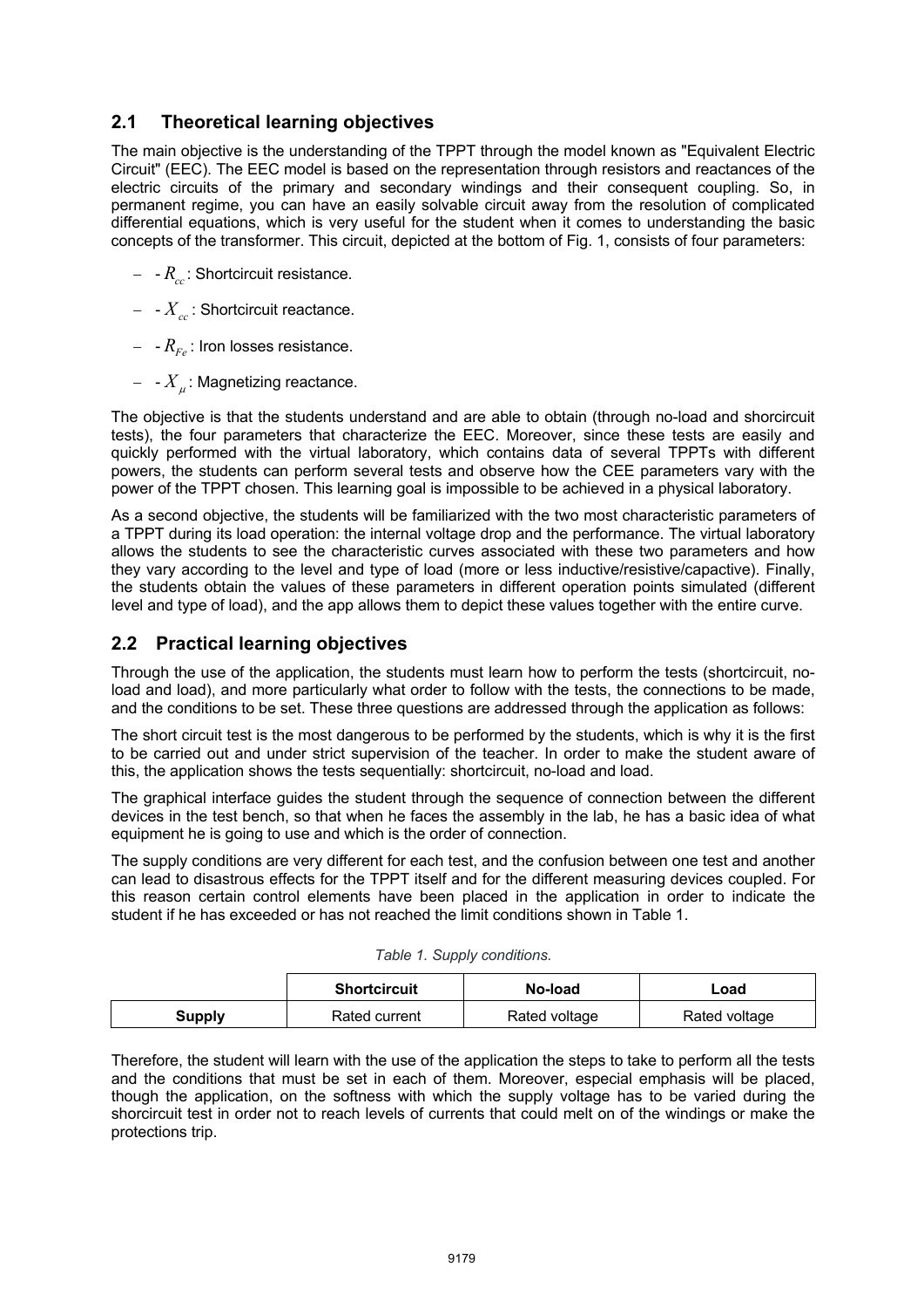## 2.1 Theoretical learning objectives

The main objective is the understanding of the TPPT through the model known as "Equivalent Electric Circuit" (EEC). The EEC model is based on the representation through resistors and reactances of the electric circuits of the primary and secondary windings and their consequent coupling. So, in permanent regime, you can have an easily solvable circuit away from the resolution of complicated differential equations, which is very useful for the student when it comes to understanding the basic concepts of the transformer. This circuit, depicted at the bottom of Fig. 1, consists of four parameters:

- - $R_{cc}$: Shortcircuit resistance.
- - $X_{cc}$: Shortcircuit reactance.
- - $R_{Fe}$: Iron losses resistance.
- - $X_{\mu}$: Magnetizing reactance.

The objective is that the students understand and are able to obtain (through no-load and shorcircuit tests), the four parameters that characterize the EEC. Moreover, since these tests are easily and quickly performed with the virtual laboratory, which contains data of several TPPTs with different powers, the students can perform several tests and observe how the CEE parameters vary with the power of the TPPT chosen. This learning goal is impossible to be achieved in a physical laboratory.

As a second objective, the students will be familiarized with the two most characteristic parameters of a TPPT during its load operation: the internal voltage drop and the performance. The virtual laboratory allows the students to see the characteristic curves associated with these two parameters and how they vary according to the level and type of load (more or less inductive/resistive/capactive). Finally, the students obtain the values of these parameters in different operation points simulated (different level and type of load), and the app allows them to depict these values together with the entire curve.

## 2.2 Practical learning objectives

Through the use of the application, the students must learn how to perform the tests (shortcircuit, no-load and load), and more particularly what order to follow with the tests, the connections to be made, and the conditions to be set. These three questions are addressed through the application as follows:

The short circuit test is the most dangerous to be performed by the students, which is why it is the first to be carried out and under strict supervision of the teacher. In order to make the student aware of this, the application shows the tests sequentially: shortcircuit, no-load and load.

The graphical interface guides the student through the sequence of connection between the different devices in the test bench, so that when he faces the assembly in the lab, he has a basic idea of what equipment he is going to use and which is the order of connection.

The supply conditions are very different for each test, and the confusion between one test and another can lead to disastrous effects for the TPPT itself and for the different measuring devices coupled. For this reason certain control elements have been placed in the application in order to indicate the student if he has exceeded or has not reached the limit conditions shown in Table 1.

*Table 1. Supply conditions.*

| | Shortcircuit | No-load | Load |
|---|---|---|---|
| **Supply** | Rated current | Rated voltage | Rated voltage |

Therefore, the student will learn with the use of the application the steps to take to perform all the tests and the conditions that must be set in each of them. Moreover, especial emphasis will be placed, though the application, on the softness with which the supply voltage has to be varied during the shorcircuit test in order not to reach levels of currents that could melt on of the windings or make the protections trip.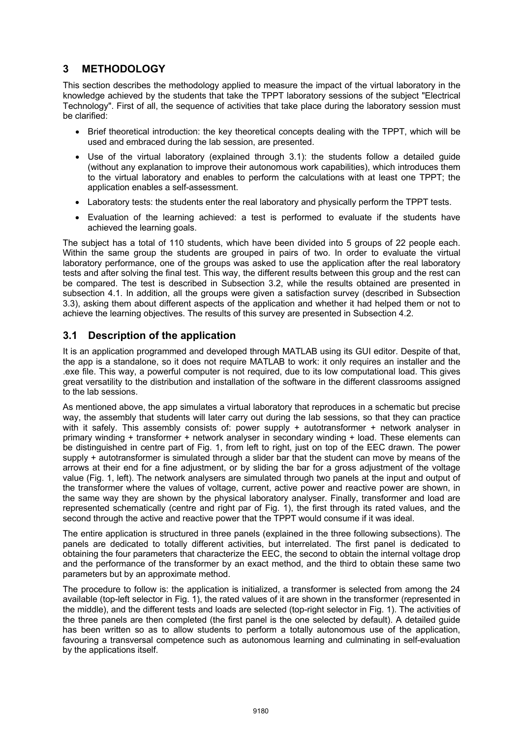## 3 METHODOLOGY

This section describes the methodology applied to measure the impact of the virtual laboratory in the knowledge achieved by the students that take the TPPT laboratory sessions of the subject "Electrical Technology". First of all, the sequence of activities that take place during the laboratory session must be clarified:

- Brief theoretical introduction: the key theoretical concepts dealing with the TPPT, which will be used and embraced during the lab session, are presented.
- Use of the virtual laboratory (explained through 3.1): the students follow a detailed guide (without any explanation to improve their autonomous work capabilities), which introduces them to the virtual laboratory and enables to perform the calculations with at least one TPPT; the application enables a self-assessment.
- Laboratory tests: the students enter the real laboratory and physically perform the TPPT tests.
- Evaluation of the learning achieved: a test is performed to evaluate if the students have achieved the learning goals.

The subject has a total of 110 students, which have been divided into 5 groups of 22 people each. Within the same group the students are grouped in pairs of two. In order to evaluate the virtual laboratory performance, one of the groups was asked to use the application after the real laboratory tests and after solving the final test. This way, the different results between this group and the rest can be compared. The test is described in Subsection 3.2, while the results obtained are presented in subsection 4.1. In addition, all the groups were given a satisfaction survey (described in Subsection 3.3), asking them about different aspects of the application and whether it had helped them or not to achieve the learning objectives. The results of this survey are presented in Subsection 4.2.

### 3.1 Description of the application

It is an application programmed and developed through MATLAB using its GUI editor. Despite of that, the app is a standalone, so it does not require MATLAB to work: it only requires an installer and the .exe file. This way, a powerful computer is not required, due to its low computational load. This gives great versatility to the distribution and installation of the software in the different classrooms assigned to the lab sessions.

As mentioned above, the app simulates a virtual laboratory that reproduces in a schematic but precise way, the assembly that students will later carry out during the lab sessions, so that they can practice with it safely. This assembly consists of: power supply + autotransformer + network analyser in primary winding + transformer + network analyser in secondary winding + load. These elements can be distinguished in centre part of Fig. 1, from left to right, just on top of the EEC drawn. The power supply + autotransformer is simulated through a slider bar that the student can move by means of the arrows at their end for a fine adjustment, or by sliding the bar for a gross adjustment of the voltage value (Fig. 1, left). The network analysers are simulated through two panels at the input and output of the transformer where the values of voltage, current, active power and reactive power are shown, in the same way they are shown by the physical laboratory analyser. Finally, transformer and load are represented schematically (centre and right par of Fig. 1), the first through its rated values, and the second through the active and reactive power that the TPPT would consume if it was ideal.

The entire application is structured in three panels (explained in the three following subsections). The panels are dedicated to totally different activities, but interrelated. The first panel is dedicated to obtaining the four parameters that characterize the EEC, the second to obtain the internal voltage drop and the performance of the transformer by an exact method, and the third to obtain these same two parameters but by an approximate method.

The procedure to follow is: the application is initialized, a transformer is selected from among the 24 available (top-left selector in Fig. 1), the rated values of it are shown in the transformer (represented in the middle), and the different tests and loads are selected (top-right selector in Fig. 1). The activities of the three panels are then completed (the first panel is the one selected by default). A detailed guide has been written so as to allow students to perform a totally autonomous use of the application, favouring a transversal competence such as autonomous learning and culminating in self-evaluation by the applications itself.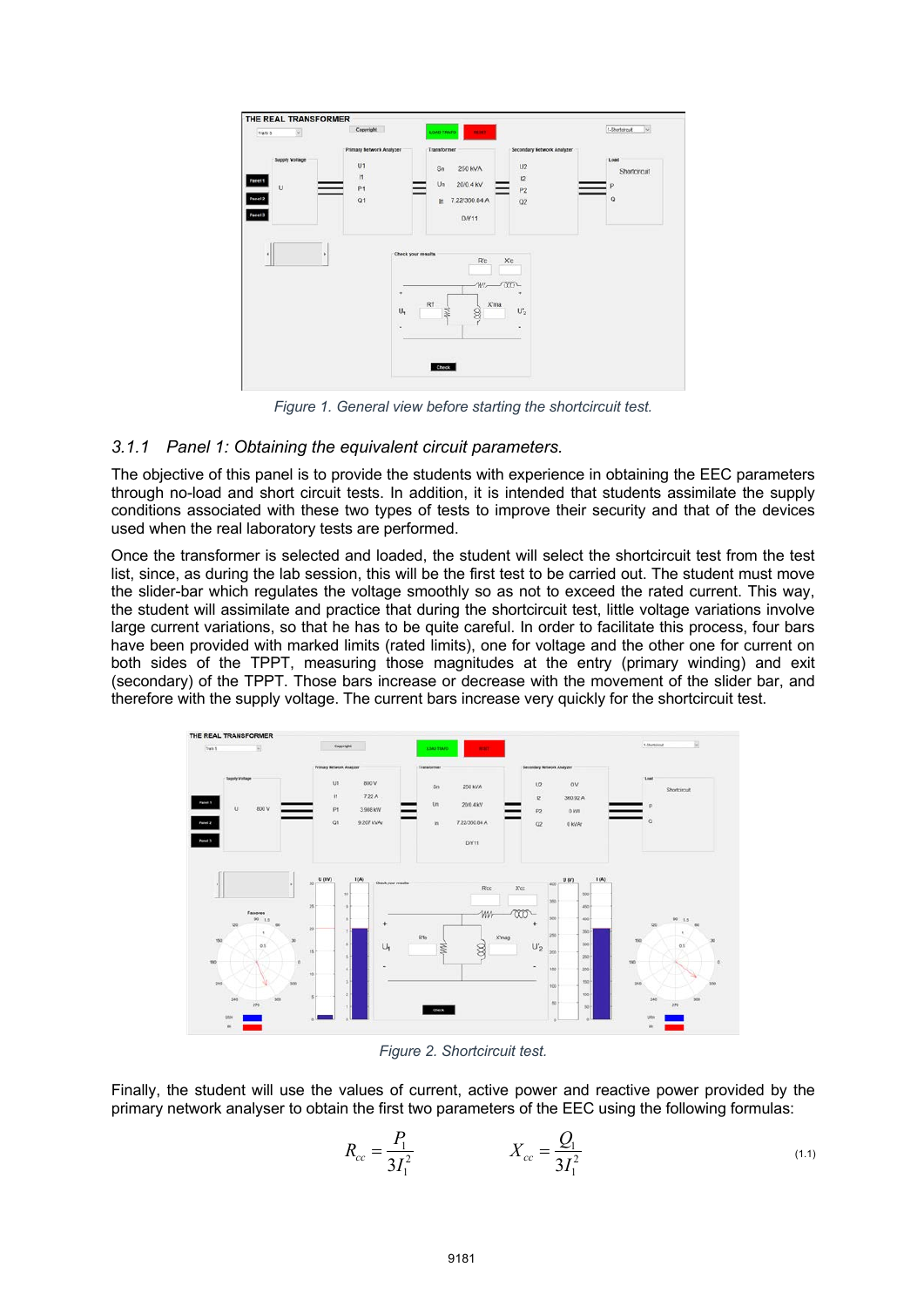Figure 1. General view before starting the shortcircuit test.

### 3.1.1 Panel 1: Obtaining the equivalent circuit parameters.

The objective of this panel is to provide the students with experience in obtaining the EEC parameters through no-load and short circuit tests. In addition, it is intended that students assimilate the supply conditions associated with these two types of tests to improve their security and that of the devices used when the real laboratory tests are performed.

Once the transformer is selected and loaded, the student will select the shortcircuit test from the test list, since, as during the lab session, this will be the first test to be carried out. The student must move the slider-bar which regulates the voltage smoothly so as not to exceed the rated current. This way, the student will assimilate and practice that during the shortcircuit test, little voltage variations involve large current variations, so that he has to be quite careful. In order to facilitate this process, four bars have been provided with marked limits (rated limits), one for voltage and the other one for current on both sides of the TPPT, measuring those magnitudes at the entry (primary winding) and exit (secondary) of the TPPT. Those bars increase or decrease with the movement of the slider bar, and therefore with the supply voltage. The current bars increase very quickly for the shortcircuit test.

Figure 2. Shortcircuit test.

Finally, the student will use the values of current, active power and reactive power provided by the primary network analyser to obtain the first two parameters of the EEC using the following formulas:

$$R_{cc} = \frac{P_1}{3I_1^2} \qquad X_{cc} = \frac{Q_1}{3I_1^2} \tag{1.1}$$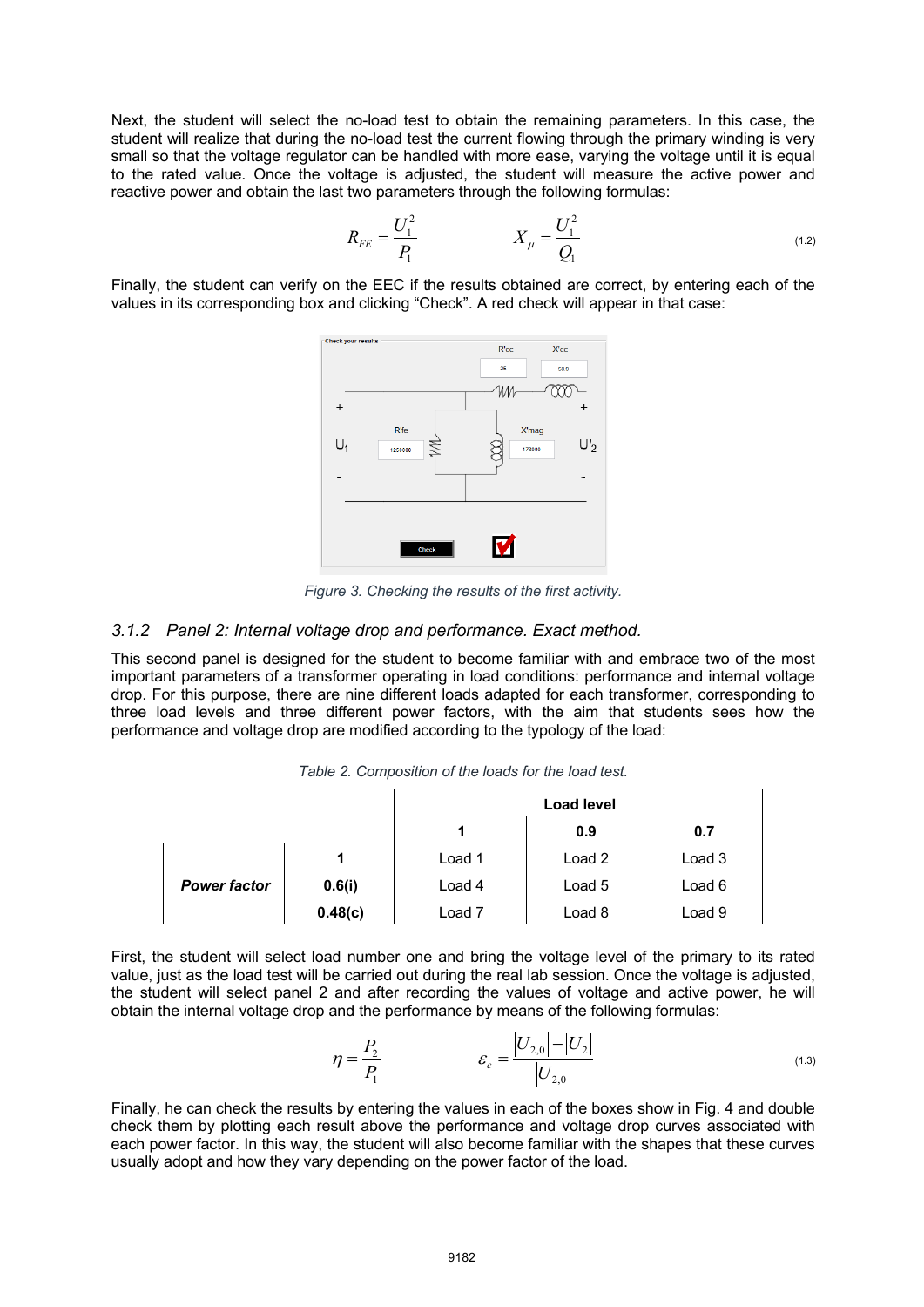Next, the student will select the no-load test to obtain the remaining parameters. In this case, the student will realize that during the no-load test the current flowing through the primary winding is very small so that the voltage regulator can be handled with more ease, varying the voltage until it is equal to the rated value. Once the voltage is adjusted, the student will measure the active power and reactive power and obtain the last two parameters through the following formulas:

$$R_{FE} = \frac{U_1^2}{P_1} \qquad\qquad X_{\mu} = \frac{U_1^2}{Q_1} \tag{1.2}$$

Finally, the student can verify on the EEC if the results obtained are correct, by entering each of the values in its corresponding box and clicking "Check". A red check will appear in that case:

*Figure 3. Checking the results of the first activity.*

### 3.1.2 Panel 2: Internal voltage drop and performance. Exact method.

This second panel is designed for the student to become familiar with and embrace two of the most important parameters of a transformer operating in load conditions: performance and internal voltage drop. For this purpose, there are nine different loads adapted for each transformer, corresponding to three load levels and three different power factors, with the aim that students sees how the performance and voltage drop are modified according to the typology of the load:

*Table 2. Composition of the loads for the load test.*

| | | Load level | | |
|---|---|---|---|---|
| | | **1** | **0.9** | **0.7** |
| ***Power factor*** | **1** | Load 1 | Load 2 | Load 3 |
| | **0.6(i)** | Load 4 | Load 5 | Load 6 |
| | **0.48(c)** | Load 7 | Load 8 | Load 9 |

First, the student will select load number one and bring the voltage level of the primary to its rated value, just as the load test will be carried out during the real lab session. Once the voltage is adjusted, the student will select panel 2 and after recording the values of voltage and active power, he will obtain the internal voltage drop and the performance by means of the following formulas:

$$\eta = \frac{P_2}{P_1} \qquad\qquad \varepsilon_c = \frac{|U_{2,0}| - |U_2|}{|U_{2,0}|} \tag{1.3}$$

Finally, he can check the results by entering the values in each of the boxes show in Fig. 4 and double check them by plotting each result above the performance and voltage drop curves associated with each power factor. In this way, the student will also become familiar with the shapes that these curves usually adopt and how they vary depending on the power factor of the load.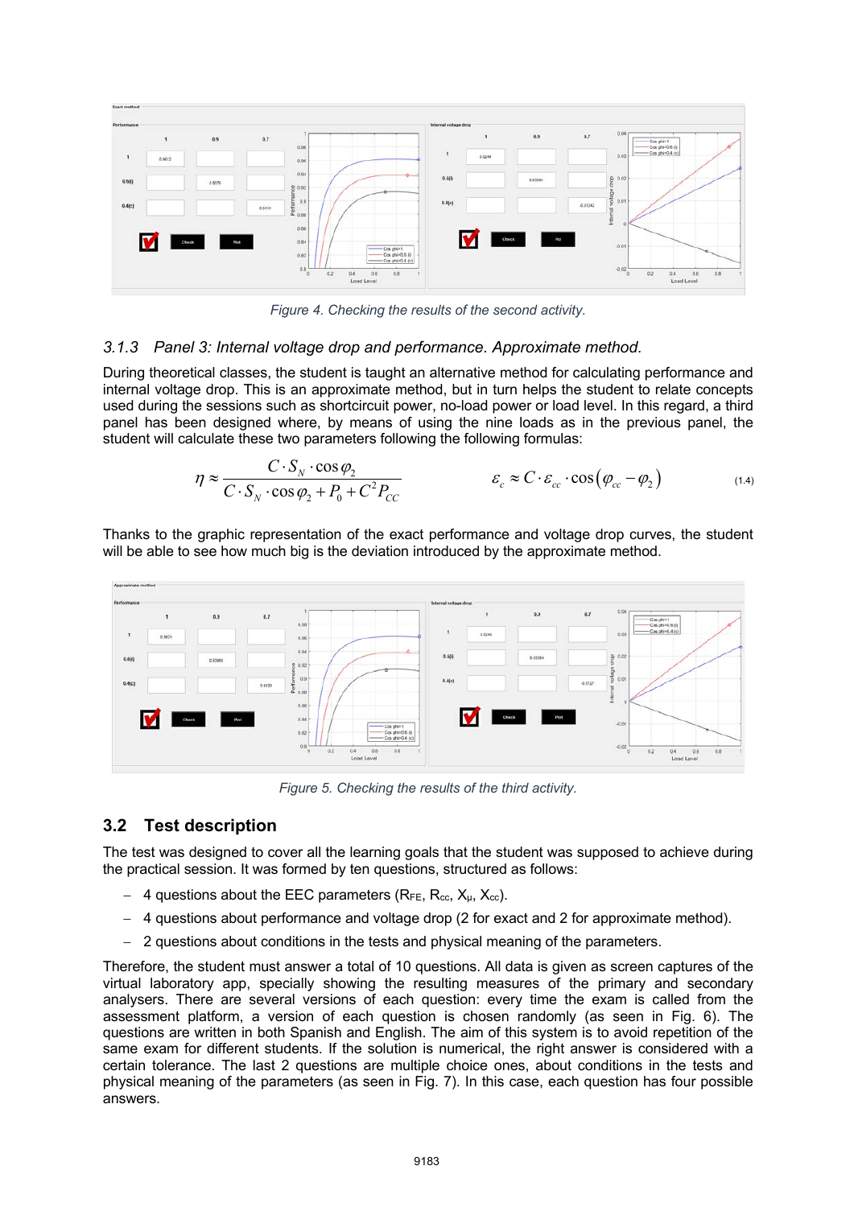Figure 4. Checking the results of the second activity.

### 3.1.3 Panel 3: Internal voltage drop and performance. Approximate method.

During theoretical classes, the student is taught an alternative method for calculating performance and internal voltage drop. This is an approximate method, but in turn helps the student to relate concepts used during the sessions such as shortcircuit power, no-load power or load level. In this regard, a third panel has been designed where, by means of using the nine loads as in the previous panel, the student will calculate these two parameters following the following formulas:

$$\eta \approx \frac{C \cdot S_N \cdot \cos\varphi_2}{C \cdot S_N \cdot \cos\varphi_2 + P_0 + C^2 P_{CC}} \qquad \varepsilon_c \approx C \cdot \varepsilon_{cc} \cdot \cos\left(\varphi_{cc} - \varphi_2\right) \tag{1.4}$$

Thanks to the graphic representation of the exact performance and voltage drop curves, the student will be able to see how much big is the deviation introduced by the approximate method.

Figure 5. Checking the results of the third activity.

## 3.2 Test description

The test was designed to cover all the learning goals that the student was supposed to achieve during the practical session. It was formed by ten questions, structured as follows:

- 4 questions about the EEC parameters ($R_{FE}$, $R_{cc}$, $X_{\mu}$, $X_{cc}$).
- 4 questions about performance and voltage drop (2 for exact and 2 for approximate method).
- 2 questions about conditions in the tests and physical meaning of the parameters.

Therefore, the student must answer a total of 10 questions. All data is given as screen captures of the virtual laboratory app, specially showing the resulting measures of the primary and secondary analysers. There are several versions of each question: every time the exam is called from the assessment platform, a version of each question is chosen randomly (as seen in Fig. 6). The questions are written in both Spanish and English. The aim of this system is to avoid repetition of the same exam for different students. If the solution is numerical, the right answer is considered with a certain tolerance. The last 2 questions are multiple choice ones, about conditions in the tests and physical meaning of the parameters (as seen in Fig. 7). In this case, each question has four possible answers.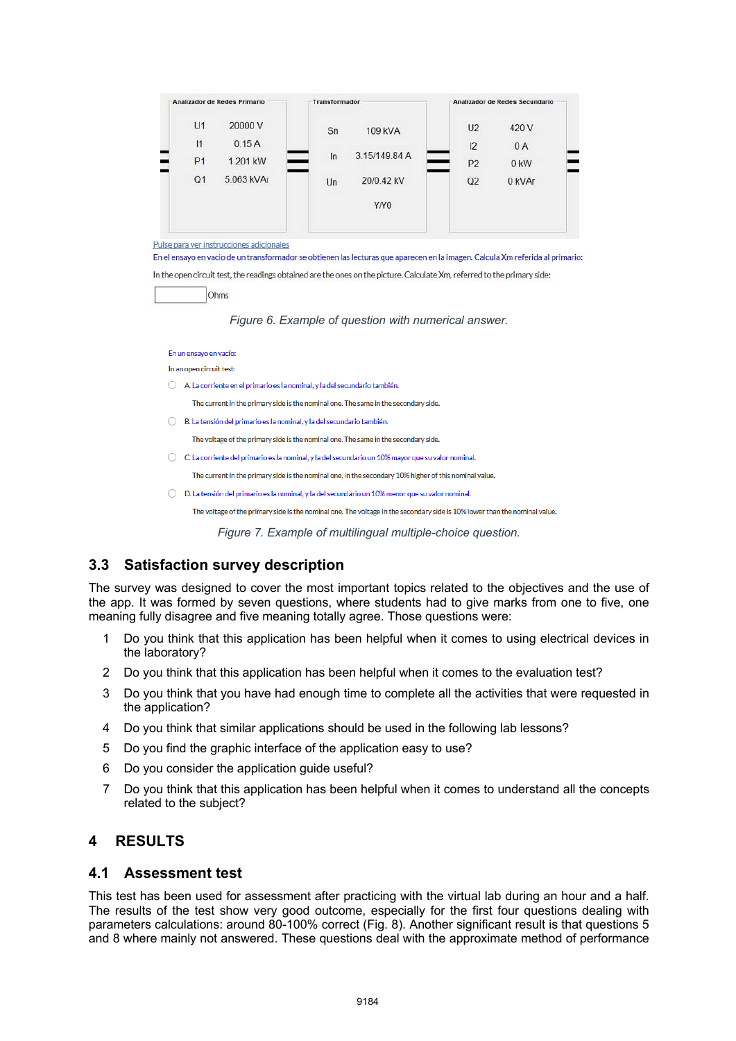| Analizador de Redes Primario | | Transformador | | Analizador de Redes Secundario | |
|---|---|---|---|---|---|
| U1 | 20000 V | Sn | 109 kVA | U2 | 420 V |
| I1 | 0.15 A | In | 3.15/149.84 A | I2 | 0 A |
| P1 | 1.201 kW | Un | 20/0.42 kV | P2 | 0 kW |
| Q1 | 5.063 kVAr | | Y/Y0 | Q2 | 0 kVAr |

Pulse para ver instrucciones adicionales

En el ensayo en vacío de un transformador se obtienen las lecturas que aparecen en la imagen. Calcula Xm referida al primario:

In the open circuit test, the readings obtained are the ones on the picture. Calculate Xm, referred to the primary side:

[ ] Ohms

*Figure 6. Example of question with numerical answer.*

En un ensayo en vacío:

In an open circuit test:

- A. La corriente en el primario es la nominal, y la del secundario también.

  The current in the primary side is the nominal one. The same in the secondary side.
- B. La tensión del primario es la nominal, y la del secundario también.

  The voltage of the primary side is the nominal one. The same in the secondary side.
- C. La corriente del primario es la nominal, y la del secundario un 10% mayor que su valor nominal.

  The current in the primary side is the nominal one, in the secondary 10% higher of this nominal value.
- D. La tensión del primario es la nominal, y la del secundario un 10% menor que su valor nominal.

  The voltage of the primary side is the nominal one. The voltage in the secondary side is 10% lower than the nominal value.

*Figure 7. Example of multilingual multiple-choice question.*

## 3.3 Satisfaction survey description

The survey was designed to cover the most important topics related to the objectives and the use of the app. It was formed by seven questions, where students had to give marks from one to five, one meaning fully disagree and five meaning totally agree. Those questions were:

1. Do you think that this application has been helpful when it comes to using electrical devices in the laboratory?
2. Do you think that this application has been helpful when it comes to the evaluation test?
3. Do you think that you have had enough time to complete all the activities that were requested in the application?
4. Do you think that similar applications should be used in the following lab lessons?
5. Do you find the graphic interface of the application easy to use?
6. Do you consider the application guide useful?
7. Do you think that this application has been helpful when it comes to understand all the concepts related to the subject?

# 4 RESULTS

## 4.1 Assessment test

This test has been used for assessment after practicing with the virtual lab during an hour and a half. The results of the test show very good outcome, especially for the first four questions dealing with parameters calculations: around 80-100% correct (Fig. 8). Another significant result is that questions 5 and 8 where mainly not answered. These questions deal with the approximate method of performance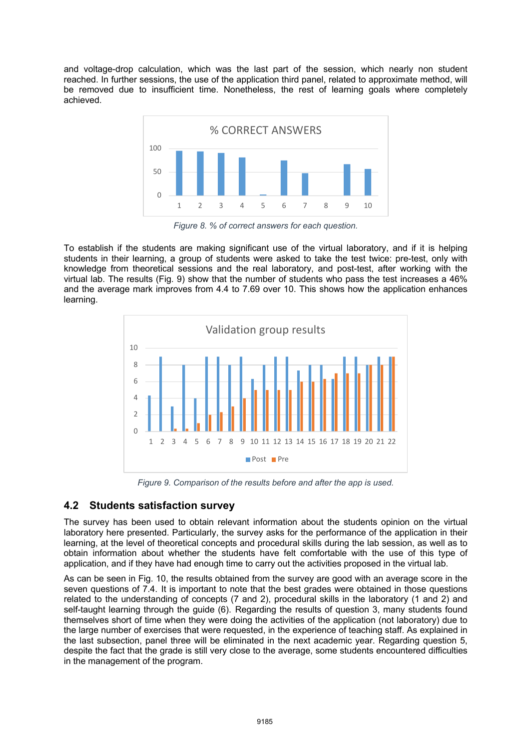and voltage-drop calculation, which was the last part of the session, which nearly non student reached. In further sessions, the use of the application third panel, related to approximate method, will be removed due to insufficient time. Nonetheless, the rest of learning goals where completely achieved.

*Figure 8. % of correct answers for each question.*

To establish if the students are making significant use of the virtual laboratory, and if it is helping students in their learning, a group of students were asked to take the test twice: pre-test, only with knowledge from theoretical sessions and the real laboratory, and post-test, after working with the virtual lab. The results (Fig. 9) show that the number of students who pass the test increases a 46% and the average mark improves from 4.4 to 7.69 over 10. This shows how the application enhances learning.

*Figure 9. Comparison of the results before and after the app is used.*

## 4.2 Students satisfaction survey

The survey has been used to obtain relevant information about the students opinion on the virtual laboratory here presented. Particularly, the survey asks for the performance of the application in their learning, at the level of theoretical concepts and procedural skills during the lab session, as well as to obtain information about whether the students have felt comfortable with the use of this type of application, and if they have had enough time to carry out the activities proposed in the virtual lab.

As can be seen in Fig. 10, the results obtained from the survey are good with an average score in the seven questions of 7.4. It is important to note that the best grades were obtained in those questions related to the understanding of concepts (7 and 2), procedural skills in the laboratory (1 and 2) and self-taught learning through the guide (6). Regarding the results of question 3, many students found themselves short of time when they were doing the activities of the application (not laboratory) due to the large number of exercises that were requested, in the experience of teaching staff. As explained in the last subsection, panel three will be eliminated in the next academic year. Regarding question 5, despite the fact that the grade is still very close to the average, some students encountered difficulties in the management of the program.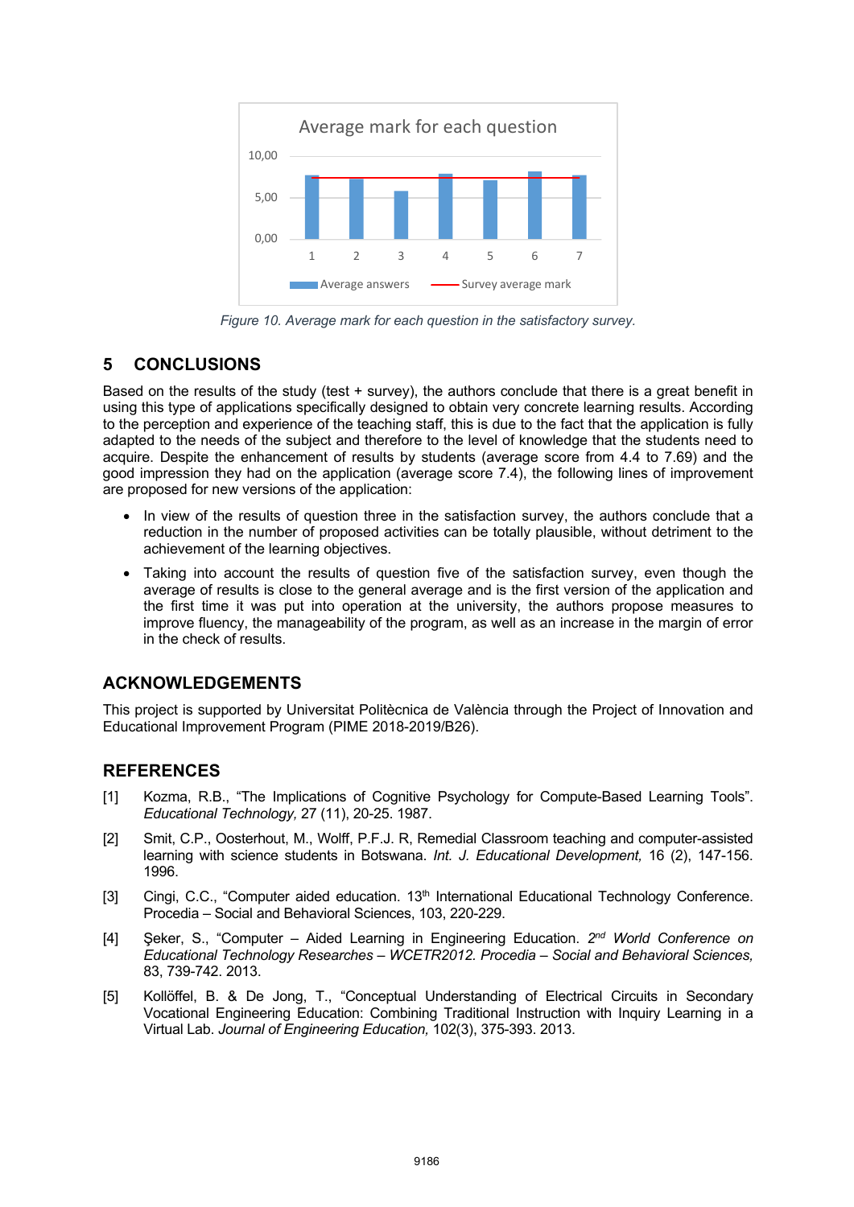Average mark for each question

10,00

5,00

0,00

1 2 3 4 5 6 7

Average answers

Survey average mark

*Figure 10. Average mark for each question in the satisfactory survey.*

## 5 CONCLUSIONS

Based on the results of the study (test + survey), the authors conclude that there is a great benefit in using this type of applications specifically designed to obtain very concrete learning results. According to the perception and experience of the teaching staff, this is due to the fact that the application is fully adapted to the needs of the subject and therefore to the level of knowledge that the students need to acquire. Despite the enhancement of results by students (average score from 4.4 to 7.69) and the good impression they had on the application (average score 7.4), the following lines of improvement are proposed for new versions of the application:

- In view of the results of question three in the satisfaction survey, the authors conclude that a reduction in the number of proposed activities can be totally plausible, without detriment to the achievement of the learning objectives.
- Taking into account the results of question five of the satisfaction survey, even though the average of results is close to the general average and is the first version of the application and the first time it was put into operation at the university, the authors propose measures to improve fluency, the manageability of the program, as well as an increase in the margin of error in the check of results.

## ACKNOWLEDGEMENTS

This project is supported by Universitat Politècnica de València through the Project of Innovation and Educational Improvement Program (PIME 2018-2019/B26).

## REFERENCES

[1] Kozma, R.B., "The Implications of Cognitive Psychology for Compute-Based Learning Tools". *Educational Technology,* 27 (11), 20-25. 1987.

[2] Smit, C.P., Oosterhout, M., Wolff, P.F.J. R, Remedial Classroom teaching and computer-assisted learning with science students in Botswana. *Int. J. Educational Development,* 16 (2), 147-156. 1996.

[3] Cingi, C.C., "Computer aided education. 13th International Educational Technology Conference. Procedia – Social and Behavioral Sciences, 103, 220-229.

[4] Şeker, S., "Computer – Aided Learning in Engineering Education. *2nd World Conference on Educational Technology Researches – WCETR2012. Procedia – Social and Behavioral Sciences,* 83, 739-742. 2013.

[5] Kollöffel, B. & De Jong, T., "Conceptual Understanding of Electrical Circuits in Secondary Vocational Engineering Education: Combining Traditional Instruction with Inquiry Learning in a Virtual Lab. *Journal of Engineering Education,* 102(3), 375-393. 2013.